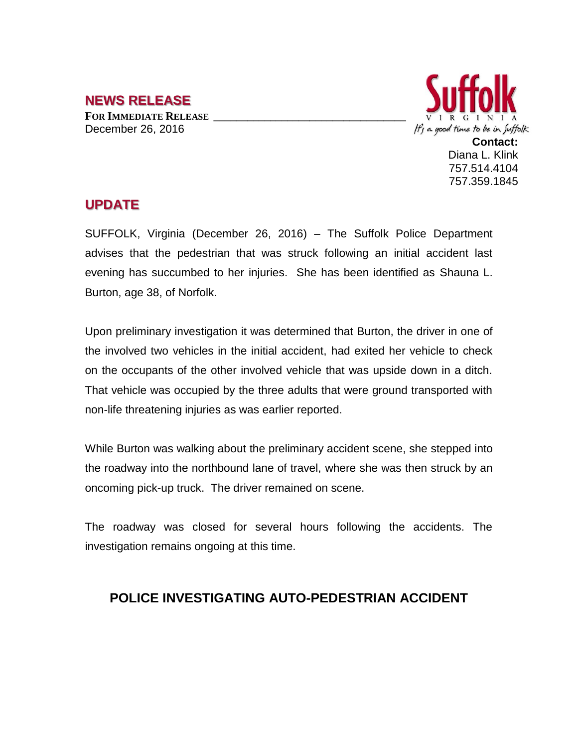## NEWS RELEASE

**FOR IMMEDIATE RELEASE**
December 26, 2016

Suffolk
VIRGINIA
It's a good time to be in Suffolk

**Contact:**
Diana L. Klink
757.514.4104
757.359.1845

## UPDATE

SUFFOLK, Virginia (December 26, 2016) – The Suffolk Police Department advises that the pedestrian that was struck following an initial accident last evening has succumbed to her injuries. She has been identified as Shauna L. Burton, age 38, of Norfolk.

Upon preliminary investigation it was determined that Burton, the driver in one of the involved two vehicles in the initial accident, had exited her vehicle to check on the occupants of the other involved vehicle that was upside down in a ditch. That vehicle was occupied by the three adults that were ground transported with non-life threatening injuries as was earlier reported.

While Burton was walking about the preliminary accident scene, she stepped into the roadway into the northbound lane of travel, where she was then struck by an oncoming pick-up truck. The driver remained on scene.

The roadway was closed for several hours following the accidents. The investigation remains ongoing at this time.

## POLICE INVESTIGATING AUTO-PEDESTRIAN ACCIDENT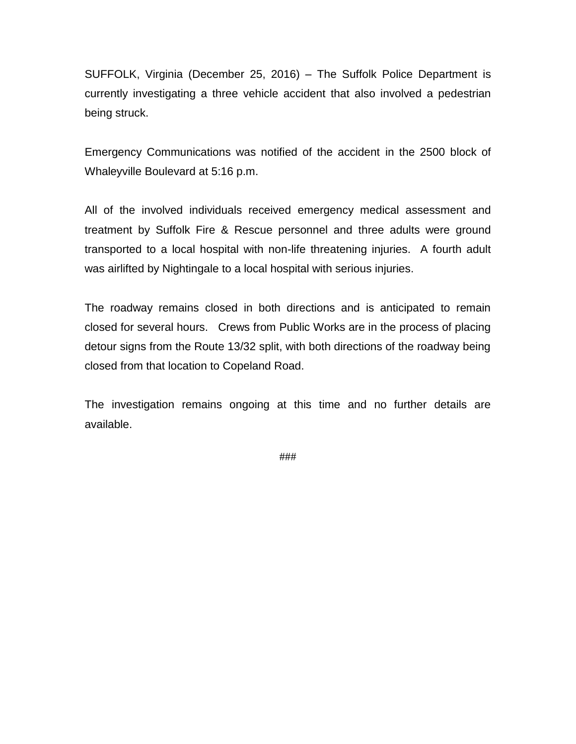SUFFOLK, Virginia (December 25, 2016) – The Suffolk Police Department is currently investigating a three vehicle accident that also involved a pedestrian being struck.

Emergency Communications was notified of the accident in the 2500 block of Whaleyville Boulevard at 5:16 p.m.

All of the involved individuals received emergency medical assessment and treatment by Suffolk Fire & Rescue personnel and three adults were ground transported to a local hospital with non-life threatening injuries. A fourth adult was airlifted by Nightingale to a local hospital with serious injuries.

The roadway remains closed in both directions and is anticipated to remain closed for several hours. Crews from Public Works are in the process of placing detour signs from the Route 13/32 split, with both directions of the roadway being closed from that location to Copeland Road.

The investigation remains ongoing at this time and no further details are available.

###